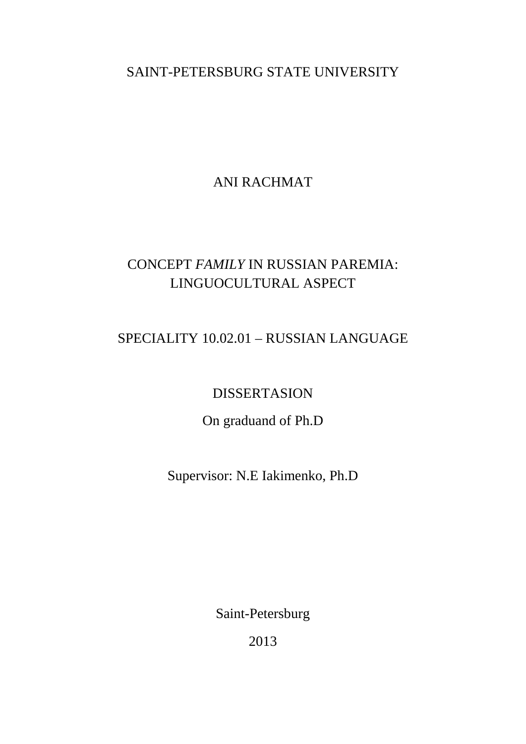SAINT-PETERSBURG STATE UNIVERSITY

ANI RACHMAT

# CONCEPT *FAMILY* IN RUSSIAN PAREMIA: LINGUOCULTURAL ASPECT

SPECIALITY 10.02.01 – RUSSIAN LANGUAGE

DISSERTASION

On graduand of Ph.D

Supervisor: N.E Iakimenko, Ph.D

Saint-Petersburg

2013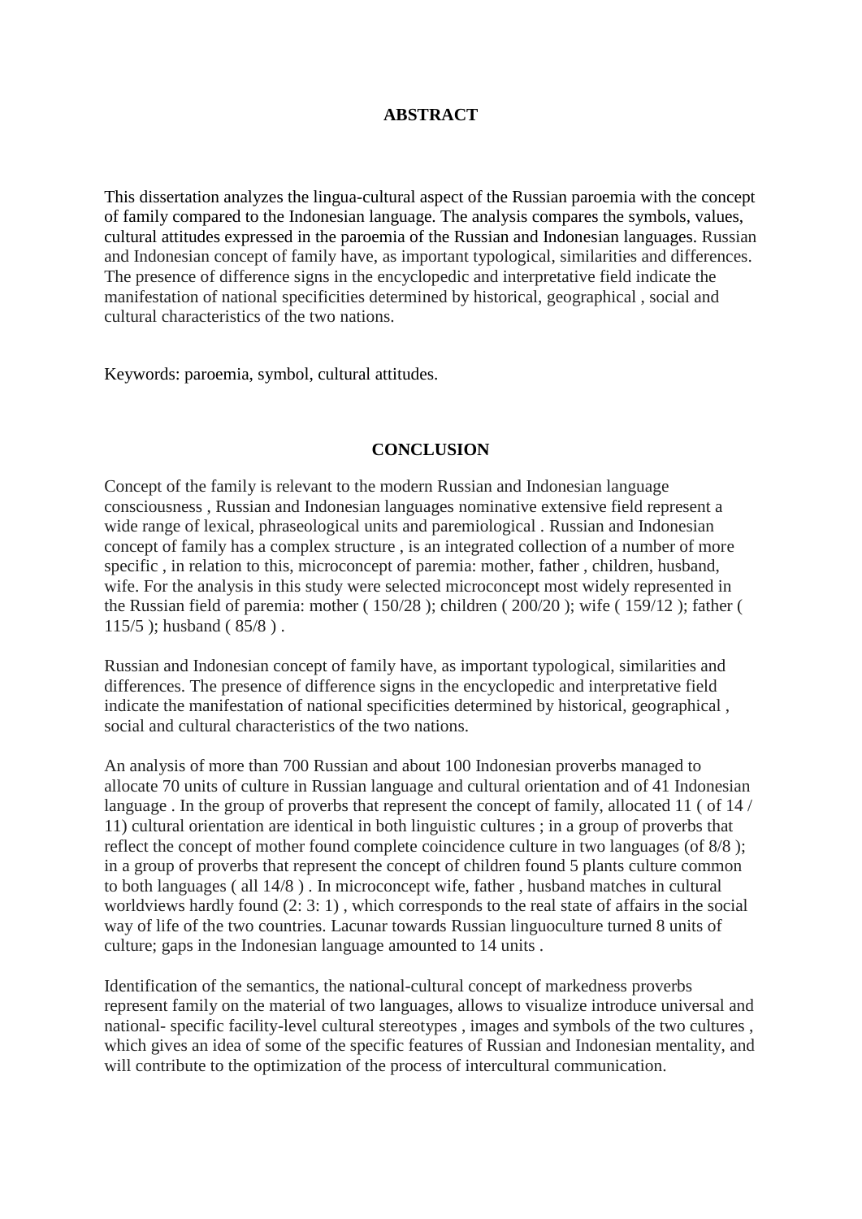**ABSTRACT**

This dissertation analyzes the lingua-cultural aspect of the Russian paroemia with the concept of family compared to the Indonesian language. The analysis compares the symbols, values, cultural attitudes expressed in the paroemia of the Russian and Indonesian languages. Russian and Indonesian concept of family have, as important typological, similarities and differences. The presence of difference signs in the encyclopedic and interpretative field indicate the manifestation of national specificities determined by historical, geographical , social and cultural characteristics of the two nations.

Keywords: paroemia, symbol, cultural attitudes.

**CONCLUSION**

Concept of the family is relevant to the modern Russian and Indonesian language consciousness , Russian and Indonesian languages nominative extensive field represent a wide range of lexical, phraseological units and paremiological . Russian and Indonesian concept of family has a complex structure , is an integrated collection of a number of more specific , in relation to this, microconcept of paremia: mother, father , children, husband, wife. For the analysis in this study were selected microconcept most widely represented in the Russian field of paremia: mother ( 150/28 ); children ( 200/20 ); wife ( 159/12 ); father ( 115/5 ); husband ( 85/8 ) .

Russian and Indonesian concept of family have, as important typological, similarities and differences. The presence of difference signs in the encyclopedic and interpretative field indicate the manifestation of national specificities determined by historical, geographical , social and cultural characteristics of the two nations.

An analysis of more than 700 Russian and about 100 Indonesian proverbs managed to allocate 70 units of culture in Russian language and cultural orientation and of 41 Indonesian language . In the group of proverbs that represent the concept of family, allocated 11 ( of 14 / 11) cultural orientation are identical in both linguistic cultures ; in a group of proverbs that reflect the concept of mother found complete coincidence culture in two languages (of 8/8 ); in a group of proverbs that represent the concept of children found 5 plants culture common to both languages ( all 14/8 ) . In microconcept wife, father , husband matches in cultural worldviews hardly found (2: 3: 1) , which corresponds to the real state of affairs in the social way of life of the two countries. Lacunar towards Russian linguoculture turned 8 units of culture; gaps in the Indonesian language amounted to 14 units .

Identification of the semantics, the national-cultural concept of markedness proverbs represent family on the material of two languages, allows to visualize introduce universal and national- specific facility-level cultural stereotypes , images and symbols of the two cultures , which gives an idea of some of the specific features of Russian and Indonesian mentality, and will contribute to the optimization of the process of intercultural communication.